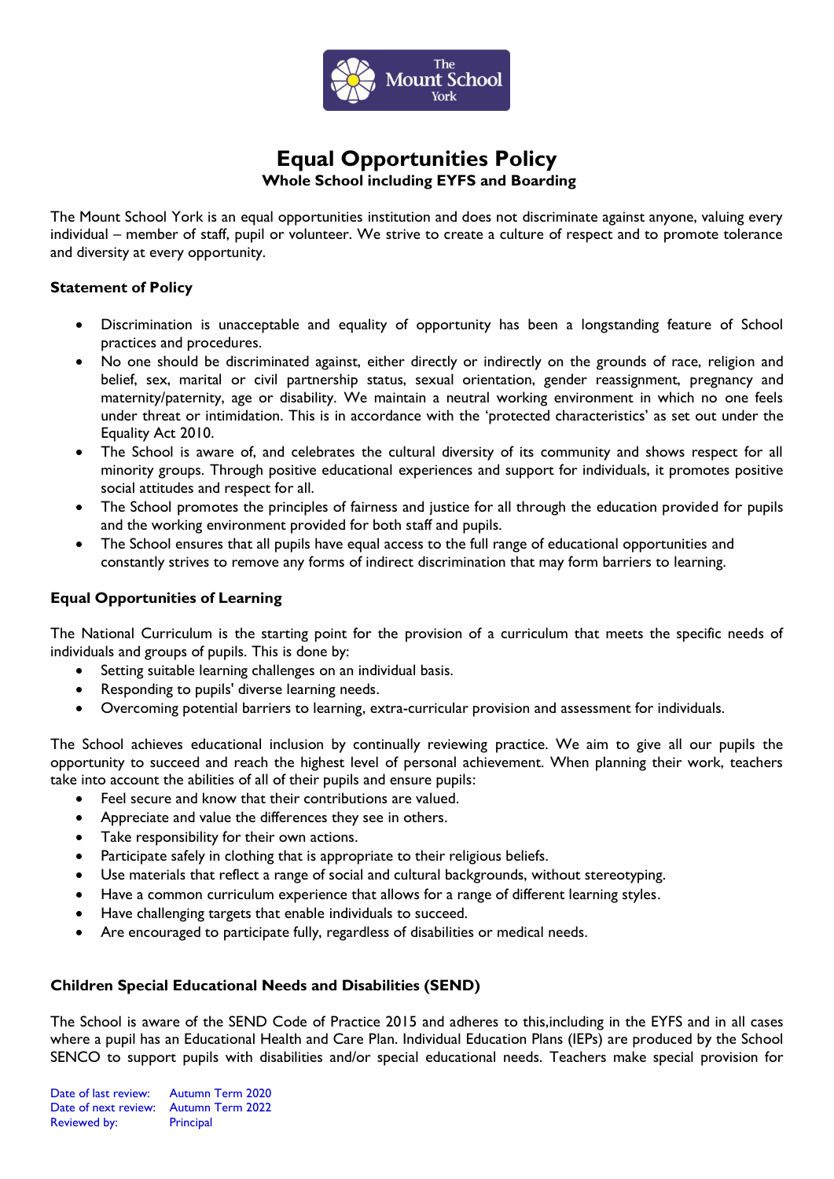# Equal Opportunities Policy

**Whole School including EYFS and Boarding**

The Mount School York is an equal opportunities institution and does not discriminate against anyone, valuing every individual – member of staff, pupil or volunteer. We strive to create a culture of respect and to promote tolerance and diversity at every opportunity.

### Statement of Policy

- Discrimination is unacceptable and equality of opportunity has been a longstanding feature of School practices and procedures.
- No one should be discriminated against, either directly or indirectly on the grounds of race, religion and belief, sex, marital or civil partnership status, sexual orientation, gender reassignment, pregnancy and maternity/paternity, age or disability. We maintain a neutral working environment in which no one feels under threat or intimidation. This is in accordance with the 'protected characteristics' as set out under the Equality Act 2010.
- The School is aware of, and celebrates the cultural diversity of its community and shows respect for all minority groups. Through positive educational experiences and support for individuals, it promotes positive social attitudes and respect for all.
- The School promotes the principles of fairness and justice for all through the education provided for pupils and the working environment provided for both staff and pupils.
- The School ensures that all pupils have equal access to the full range of educational opportunities and constantly strives to remove any forms of indirect discrimination that may form barriers to learning.

### Equal Opportunities of Learning

The National Curriculum is the starting point for the provision of a curriculum that meets the specific needs of individuals and groups of pupils. This is done by:

- Setting suitable learning challenges on an individual basis.
- Responding to pupils' diverse learning needs.
- Overcoming potential barriers to learning, extra-curricular provision and assessment for individuals.

The School achieves educational inclusion by continually reviewing practice. We aim to give all our pupils the opportunity to succeed and reach the highest level of personal achievement. When planning their work, teachers take into account the abilities of all of their pupils and ensure pupils:

- Feel secure and know that their contributions are valued.
- Appreciate and value the differences they see in others.
- Take responsibility for their own actions.
- Participate safely in clothing that is appropriate to their religious beliefs.
- Use materials that reflect a range of social and cultural backgrounds, without stereotyping.
- Have a common curriculum experience that allows for a range of different learning styles.
- Have challenging targets that enable individuals to succeed.
- Are encouraged to participate fully, regardless of disabilities or medical needs.

### Children Special Educational Needs and Disabilities (SEND)

The School is aware of the SEND Code of Practice 2015 and adheres to this,including in the EYFS and in all cases where a pupil has an Educational Health and Care Plan. Individual Education Plans (IEPs) are produced by the School SENCO to support pupils with disabilities and/or special educational needs. Teachers make special provision for

Date of last review: Autumn Term 2020
Date of next review: Autumn Term 2022
Reviewed by: Principal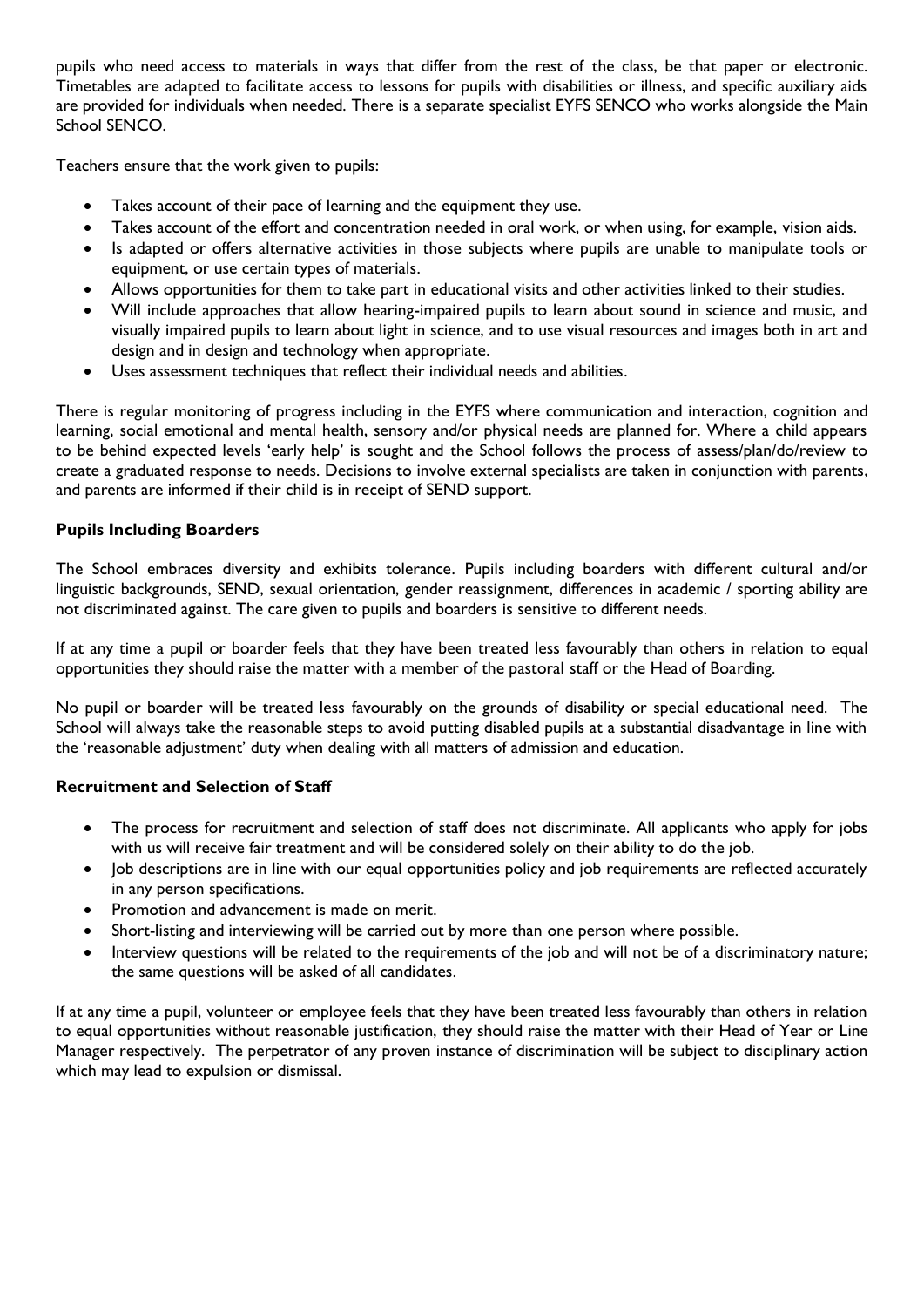pupils who need access to materials in ways that differ from the rest of the class, be that paper or electronic. Timetables are adapted to facilitate access to lessons for pupils with disabilities or illness, and specific auxiliary aids are provided for individuals when needed. There is a separate specialist EYFS SENCO who works alongside the Main School SENCO.

Teachers ensure that the work given to pupils:

- Takes account of their pace of learning and the equipment they use.
- Takes account of the effort and concentration needed in oral work, or when using, for example, vision aids.
- Is adapted or offers alternative activities in those subjects where pupils are unable to manipulate tools or equipment, or use certain types of materials.
- Allows opportunities for them to take part in educational visits and other activities linked to their studies.
- Will include approaches that allow hearing-impaired pupils to learn about sound in science and music, and visually impaired pupils to learn about light in science, and to use visual resources and images both in art and design and in design and technology when appropriate.
- Uses assessment techniques that reflect their individual needs and abilities.

There is regular monitoring of progress including in the EYFS where communication and interaction, cognition and learning, social emotional and mental health, sensory and/or physical needs are planned for. Where a child appears to be behind expected levels 'early help' is sought and the School follows the process of assess/plan/do/review to create a graduated response to needs. Decisions to involve external specialists are taken in conjunction with parents, and parents are informed if their child is in receipt of SEND support.

**Pupils Including Boarders**

The School embraces diversity and exhibits tolerance. Pupils including boarders with different cultural and/or linguistic backgrounds, SEND, sexual orientation, gender reassignment, differences in academic / sporting ability are not discriminated against. The care given to pupils and boarders is sensitive to different needs.

If at any time a pupil or boarder feels that they have been treated less favourably than others in relation to equal opportunities they should raise the matter with a member of the pastoral staff or the Head of Boarding.

No pupil or boarder will be treated less favourably on the grounds of disability or special educational need. The School will always take the reasonable steps to avoid putting disabled pupils at a substantial disadvantage in line with the 'reasonable adjustment' duty when dealing with all matters of admission and education.

**Recruitment and Selection of Staff**

- The process for recruitment and selection of staff does not discriminate. All applicants who apply for jobs with us will receive fair treatment and will be considered solely on their ability to do the job.
- Job descriptions are in line with our equal opportunities policy and job requirements are reflected accurately in any person specifications.
- Promotion and advancement is made on merit.
- Short-listing and interviewing will be carried out by more than one person where possible.
- Interview questions will be related to the requirements of the job and will not be of a discriminatory nature; the same questions will be asked of all candidates.

If at any time a pupil, volunteer or employee feels that they have been treated less favourably than others in relation to equal opportunities without reasonable justification, they should raise the matter with their Head of Year or Line Manager respectively. The perpetrator of any proven instance of discrimination will be subject to disciplinary action which may lead to expulsion or dismissal.